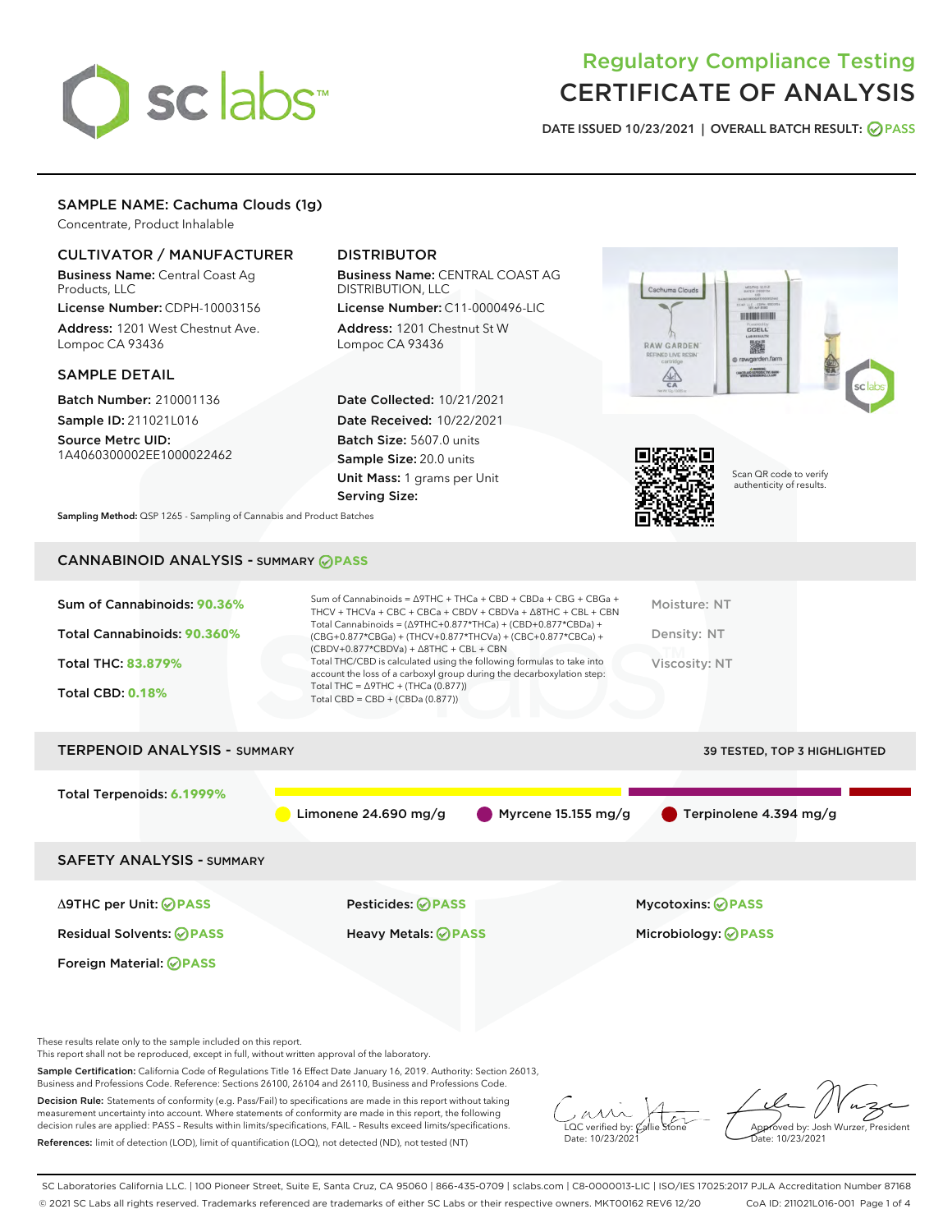# Regulatory Compliance Testing
# CERTIFICATE OF ANALYSIS

DATE ISSUED 10/23/2021 | OVERALL BATCH RESULT: PASS

## SAMPLE NAME: Cachuma Clouds (1g)

Concentrate, Product Inhalable

### CULTIVATOR / MANUFACTURER

**Business Name:** Central Coast Ag Products, LLC

**License Number:** CDPH-10003156

**Address:** 1201 West Chestnut Ave. Lompoc CA 93436

### DISTRIBUTOR

**Business Name:** CENTRAL COAST AG DISTRIBUTION, LLC

**License Number:** C11-0000496-LIC

**Address:** 1201 Chestnut St W Lompoc CA 93436

### SAMPLE DETAIL

**Batch Number:** 210001136

**Sample ID:** 211021L016

**Source Metrc UID:** 1A4060300002EE1000022462

**Date Collected:** 10/21/2021

**Date Received:** 10/22/2021

**Batch Size:** 5607.0 units

**Sample Size:** 20.0 units

**Unit Mass:** 1 grams per Unit

**Serving Size:**

Scan QR code to verify authenticity of results.

**Sampling Method:** QSP 1265 - Sampling of Cannabis and Product Batches

## CANNABINOID ANALYSIS - SUMMARY PASS

Sum of Cannabinoids: **90.36%**

Total Cannabinoids: **90.360%**

Total THC: **83.879%**

Total CBD: **0.18%**

Sum of Cannabinoids = Δ9THC + THCa + CBD + CBDa + CBG + CBGa + THCV + THCVa + CBC + CBCa + CBDV + CBDVa + Δ8THC + CBL + CBN

Total Cannabinoids = (Δ9THC+0.877*THCa) + (CBD+0.877*CBDa) + (CBG+0.877*CBGa) + (THCV+0.877*THCVa) + (CBC+0.877*CBCa) + (CBDV+0.877*CBDVa) + Δ8THC + CBL + CBN

Total THC/CBD is calculated using the following formulas to take into account the loss of a carboxyl group during the decarboxylation step:

Total THC = Δ9THC + (THCa (0.877))

Total CBD = CBD + (CBDa (0.877))

Moisture: NT

Density: NT

Viscosity: NT

## TERPENOID ANALYSIS - SUMMARY

39 TESTED, TOP 3 HIGHLIGHTED

Total Terpenoids: **6.1999%**

Limonene 24.690 mg/g | Myrcene 15.155 mg/g | Terpinolene 4.394 mg/g

## SAFETY ANALYSIS - SUMMARY

| | | |
|---|---|---|
| Δ9THC per Unit: PASS | Pesticides: PASS | Mycotoxins: PASS |
| Residual Solvents: PASS | Heavy Metals: PASS | Microbiology: PASS |
| Foreign Material: PASS | | |

These results relate only to the sample included on this report.
This report shall not be reproduced, except in full, without written approval of the laboratory.

**Sample Certification:** California Code of Regulations Title 16 Effect Date January 16, 2019. Authority: Section 26013, Business and Professions Code. Reference: Sections 26100, 26104 and 26110, Business and Professions Code.

**Decision Rule:** Statements of conformity (e.g. Pass/Fail) to specifications are made in this report without taking measurement uncertainty into account. Where statements of conformity are made in this report, the following decision rules are applied: PASS – Results within limits/specifications, FAIL – Results exceed limits/specifications.

**References:** limit of detection (LOD), limit of quantification (LOQ), not detected (ND), not tested (NT)

LQC verified by: Callie Stone
Date: 10/23/2021

Approved by: Josh Wurzer, President
Date: 10/23/2021

SC Laboratories California LLC. | 100 Pioneer Street, Suite E, Santa Cruz, CA 95060 | 866-435-0709 | sclabs.com | C8-0000013-LIC | ISO/IES 17025:2017 PJLA Accreditation Number 87168
© 2021 SC Labs all rights reserved. Trademarks referenced are trademarks of either SC Labs or their respective owners. MKT00162 REV6 12/20 CoA ID: 211021L016-001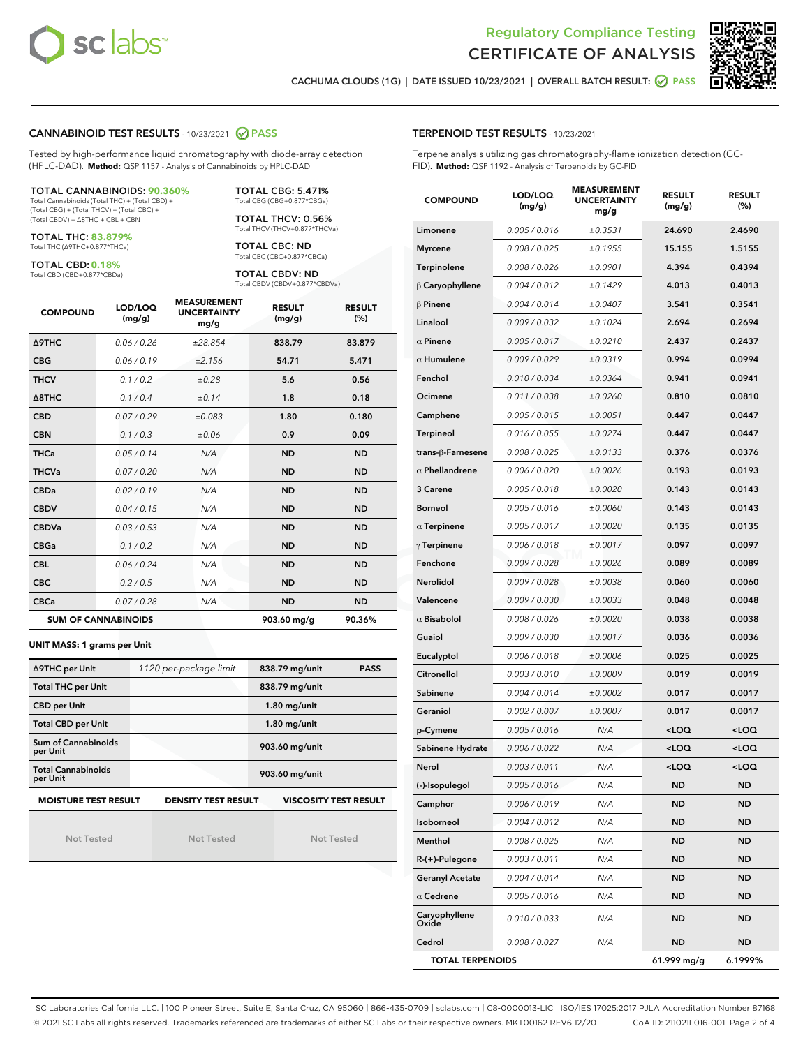Regulatory Compliance Testing

# CERTIFICATE OF ANALYSIS

CACHUMA CLOUDS (1G) | DATE ISSUED 10/23/2021 | OVERALL BATCH RESULT: PASS

## CANNABINOID TEST RESULTS - 10/23/2021 PASS

Tested by high-performance liquid chromatography with diode-array detection (HPLC-DAD). **Method:** QSP 1157 - Analysis of Cannabinoids by HPLC-DAD

**TOTAL CANNABINOIDS: 90.360%**
Total Cannabinoids (Total THC) + (Total CBD) + (Total CBG) + (Total THCV) + (Total CBC) + (Total CBDV) + Δ8THC + CBL + CBN

**TOTAL THC: 83.879%**
Total THC (Δ9THC+0.877*THCa)

**TOTAL CBD: 0.18%**
Total CBD (CBD+0.877*CBDa)

**TOTAL CBG: 5.471%**
Total CBG (CBG+0.877*CBGa)

**TOTAL THCV: 0.56%**
Total THCV (THCV+0.877*THCVa)

**TOTAL CBC: ND**
Total CBC (CBC+0.877*CBCa)

**TOTAL CBDV: ND**
Total CBDV (CBDV+0.877*CBDVa)

| COMPOUND | LOD/LOQ (mg/g) | MEASUREMENT UNCERTAINTY mg/g | RESULT (mg/g) | RESULT (%) |
|---|---|---|---|---|
| Δ9THC | 0.06 / 0.26 | ±28.854 | 838.79 | 83.879 |
| CBG | 0.06 / 0.19 | ±2.156 | 54.71 | 5.471 |
| THCV | 0.1 / 0.2 | ±0.28 | 5.6 | 0.56 |
| Δ8THC | 0.1 / 0.4 | ±0.14 | 1.8 | 0.18 |
| CBD | 0.07 / 0.29 | ±0.083 | 1.80 | 0.180 |
| CBN | 0.1 / 0.3 | ±0.06 | 0.9 | 0.09 |
| THCa | 0.05 / 0.14 | N/A | ND | ND |
| THCVa | 0.07 / 0.20 | N/A | ND | ND |
| CBDa | 0.02 / 0.19 | N/A | ND | ND |
| CBDV | 0.04 / 0.15 | N/A | ND | ND |
| CBDVa | 0.03 / 0.53 | N/A | ND | ND |
| CBGa | 0.1 / 0.2 | N/A | ND | ND |
| CBL | 0.06 / 0.24 | N/A | ND | ND |
| CBC | 0.2 / 0.5 | N/A | ND | ND |
| CBCa | 0.07 / 0.28 | N/A | ND | ND |
| **SUM OF CANNABINOIDS** | | | 903.60 mg/g | 90.36% |

**UNIT MASS: 1 grams per Unit**

| | | | |
|---|---|---|---|
| Δ9THC per Unit | 1120 per-package limit | 838.79 mg/unit | PASS |
| Total THC per Unit | | 838.79 mg/unit | |
| CBD per Unit | | 1.80 mg/unit | |
| Total CBD per Unit | | 1.80 mg/unit | |
| Sum of Cannabinoids per Unit | | 903.60 mg/unit | |
| Total Cannabinoids per Unit | | 903.60 mg/unit | |

| MOISTURE TEST RESULT | DENSITY TEST RESULT | VISCOSITY TEST RESULT |
|---|---|---|
| Not Tested | Not Tested | Not Tested |

## TERPENOID TEST RESULTS - 10/23/2021

Terpene analysis utilizing gas chromatography-flame ionization detection (GC-FID). **Method:** QSP 1192 - Analysis of Terpenoids by GC-FID

| COMPOUND | LOD/LOQ (mg/g) | MEASUREMENT UNCERTAINTY mg/g | RESULT (mg/g) | RESULT (%) |
|---|---|---|---|---|
| Limonene | 0.005 / 0.016 | ±0.3531 | 24.690 | 2.4690 |
| Myrcene | 0.008 / 0.025 | ±0.1955 | 15.155 | 1.5155 |
| Terpinolene | 0.008 / 0.026 | ±0.0901 | 4.394 | 0.4394 |
| β Caryophyllene | 0.004 / 0.012 | ±0.1429 | 4.013 | 0.4013 |
| β Pinene | 0.004 / 0.014 | ±0.0407 | 3.541 | 0.3541 |
| Linalool | 0.009 / 0.032 | ±0.1024 | 2.694 | 0.2694 |
| α Pinene | 0.005 / 0.017 | ±0.0210 | 2.437 | 0.2437 |
| α Humulene | 0.009 / 0.029 | ±0.0319 | 0.994 | 0.0994 |
| Fenchol | 0.010 / 0.034 | ±0.0364 | 0.941 | 0.0941 |
| Ocimene | 0.011 / 0.038 | ±0.0260 | 0.810 | 0.0810 |
| Camphene | 0.005 / 0.015 | ±0.0051 | 0.447 | 0.0447 |
| Terpineol | 0.016 / 0.055 | ±0.0274 | 0.447 | 0.0447 |
| trans-β-Farnesene | 0.008 / 0.025 | ±0.0133 | 0.376 | 0.0376 |
| α Phellandrene | 0.006 / 0.020 | ±0.0026 | 0.193 | 0.0193 |
| 3 Carene | 0.005 / 0.018 | ±0.0020 | 0.143 | 0.0143 |
| Borneol | 0.005 / 0.016 | ±0.0060 | 0.143 | 0.0143 |
| α Terpinene | 0.005 / 0.017 | ±0.0020 | 0.135 | 0.0135 |
| γ Terpinene | 0.006 / 0.018 | ±0.0017 | 0.097 | 0.0097 |
| Fenchone | 0.009 / 0.028 | ±0.0026 | 0.089 | 0.0089 |
| Nerolidol | 0.009 / 0.028 | ±0.0038 | 0.060 | 0.0060 |
| Valencene | 0.009 / 0.030 | ±0.0033 | 0.048 | 0.0048 |
| α Bisabolol | 0.008 / 0.026 | ±0.0020 | 0.038 | 0.0038 |
| Guaiol | 0.009 / 0.030 | ±0.0017 | 0.036 | 0.0036 |
| Eucalyptol | 0.006 / 0.018 | ±0.0006 | 0.025 | 0.0025 |
| Citronellol | 0.003 / 0.010 | ±0.0009 | 0.019 | 0.0019 |
| Sabinene | 0.004 / 0.014 | ±0.0002 | 0.017 | 0.0017 |
| Geraniol | 0.002 / 0.007 | ±0.0007 | 0.017 | 0.0017 |
| p-Cymene | 0.005 / 0.016 | N/A | <LOQ | <LOQ |
| Sabinene Hydrate | 0.006 / 0.022 | N/A | <LOQ | <LOQ |
| Nerol | 0.003 / 0.011 | N/A | <LOQ | <LOQ |
| (-)-Isopulegol | 0.005 / 0.016 | N/A | ND | ND |
| Camphor | 0.006 / 0.019 | N/A | ND | ND |
| Isoborneol | 0.004 / 0.012 | N/A | ND | ND |
| Menthol | 0.008 / 0.025 | N/A | ND | ND |
| R-(+)-Pulegone | 0.003 / 0.011 | N/A | ND | ND |
| Geranyl Acetate | 0.004 / 0.014 | N/A | ND | ND |
| α Cedrene | 0.005 / 0.016 | N/A | ND | ND |
| Caryophyllene Oxide | 0.010 / 0.033 | N/A | ND | ND |
| Cedrol | 0.008 / 0.027 | N/A | ND | ND |
| **TOTAL TERPENOIDS** | | | 61.999 mg/g | 6.1999% |

SC Laboratories California LLC. | 100 Pioneer Street, Suite E, Santa Cruz, CA 95060 | 866-435-0709 | sclabs.com | C8-0000013-LIC | ISO/IES 17025:2017 PJLA Accreditation Number 87168
© 2021 SC Labs all rights reserved. Trademarks referenced are trademarks of either SC Labs or their respective owners. MKT00162 REV6 12/20 CoA ID: 211021L016-001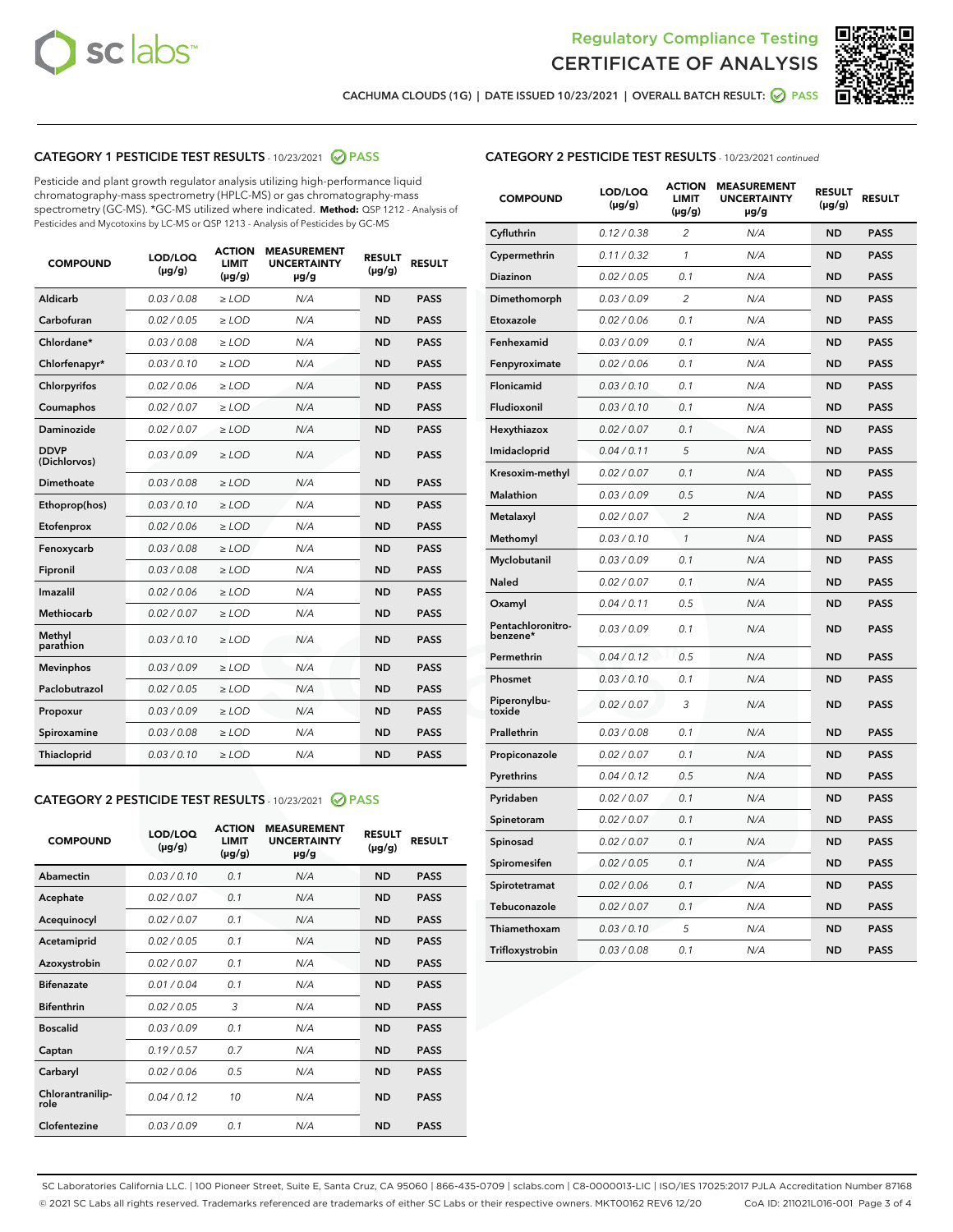Regulatory Compliance Testing
CERTIFICATE OF ANALYSIS

CACHUMA CLOUDS (1G) | DATE ISSUED 10/23/2021 | OVERALL BATCH RESULT: PASS

## CATEGORY 1 PESTICIDE TEST RESULTS - 10/23/2021 PASS

Pesticide and plant growth regulator analysis utilizing high-performance liquid chromatography-mass spectrometry (HPLC-MS) or gas chromatography-mass spectrometry (GC-MS). *GC-MS utilized where indicated. **Method:** QSP 1212 - Analysis of Pesticides and Mycotoxins by LC-MS or QSP 1213 - Analysis of Pesticides by GC-MS

| COMPOUND | LOD/LOQ (µg/g) | ACTION LIMIT (µg/g) | MEASUREMENT UNCERTAINTY µg/g | RESULT (µg/g) | RESULT |
|---|---|---|---|---|---|
| Aldicarb | 0.03 / 0.08 | ≥ LOD | N/A | ND | PASS |
| Carbofuran | 0.02 / 0.05 | ≥ LOD | N/A | ND | PASS |
| Chlordane* | 0.03 / 0.08 | ≥ LOD | N/A | ND | PASS |
| Chlorfenapyr* | 0.03 / 0.10 | ≥ LOD | N/A | ND | PASS |
| Chlorpyrifos | 0.02 / 0.06 | ≥ LOD | N/A | ND | PASS |
| Coumaphos | 0.02 / 0.07 | ≥ LOD | N/A | ND | PASS |
| Daminozide | 0.02 / 0.07 | ≥ LOD | N/A | ND | PASS |
| DDVP (Dichlorvos) | 0.03 / 0.09 | ≥ LOD | N/A | ND | PASS |
| Dimethoate | 0.03 / 0.08 | ≥ LOD | N/A | ND | PASS |
| Ethoprop(hos) | 0.03 / 0.10 | ≥ LOD | N/A | ND | PASS |
| Etofenprox | 0.02 / 0.06 | ≥ LOD | N/A | ND | PASS |
| Fenoxycarb | 0.03 / 0.08 | ≥ LOD | N/A | ND | PASS |
| Fipronil | 0.03 / 0.08 | ≥ LOD | N/A | ND | PASS |
| Imazalil | 0.02 / 0.06 | ≥ LOD | N/A | ND | PASS |
| Methiocarb | 0.02 / 0.07 | ≥ LOD | N/A | ND | PASS |
| Methyl parathion | 0.03 / 0.10 | ≥ LOD | N/A | ND | PASS |
| Mevinphos | 0.03 / 0.09 | ≥ LOD | N/A | ND | PASS |
| Paclobutrazol | 0.02 / 0.05 | ≥ LOD | N/A | ND | PASS |
| Propoxur | 0.03 / 0.09 | ≥ LOD | N/A | ND | PASS |
| Spiroxamine | 0.03 / 0.08 | ≥ LOD | N/A | ND | PASS |
| Thiacloprid | 0.03 / 0.10 | ≥ LOD | N/A | ND | PASS |

## CATEGORY 2 PESTICIDE TEST RESULTS - 10/23/2021 PASS

| COMPOUND | LOD/LOQ (µg/g) | ACTION LIMIT (µg/g) | MEASUREMENT UNCERTAINTY µg/g | RESULT (µg/g) | RESULT |
|---|---|---|---|---|---|
| Abamectin | 0.03 / 0.10 | 0.1 | N/A | ND | PASS |
| Acephate | 0.02 / 0.07 | 0.1 | N/A | ND | PASS |
| Acequinocyl | 0.02 / 0.07 | 0.1 | N/A | ND | PASS |
| Acetamiprid | 0.02 / 0.05 | 0.1 | N/A | ND | PASS |
| Azoxystrobin | 0.02 / 0.07 | 0.1 | N/A | ND | PASS |
| Bifenazate | 0.01 / 0.04 | 0.1 | N/A | ND | PASS |
| Bifenthrin | 0.02 / 0.05 | 3 | N/A | ND | PASS |
| Boscalid | 0.03 / 0.09 | 0.1 | N/A | ND | PASS |
| Captan | 0.19 / 0.57 | 0.7 | N/A | ND | PASS |
| Carbaryl | 0.02 / 0.06 | 0.5 | N/A | ND | PASS |
| Chlorantraniliprole | 0.04 / 0.12 | 10 | N/A | ND | PASS |
| Clofentezine | 0.03 / 0.09 | 0.1 | N/A | ND | PASS |
| Cyfluthrin | 0.12 / 0.38 | 2 | N/A | ND | PASS |
| Cypermethrin | 0.11 / 0.32 | 1 | N/A | ND | PASS |
| Diazinon | 0.02 / 0.05 | 0.1 | N/A | ND | PASS |
| Dimethomorph | 0.03 / 0.09 | 2 | N/A | ND | PASS |
| Etoxazole | 0.02 / 0.06 | 0.1 | N/A | ND | PASS |
| Fenhexamid | 0.03 / 0.09 | 0.1 | N/A | ND | PASS |
| Fenpyroximate | 0.02 / 0.06 | 0.1 | N/A | ND | PASS |
| Flonicamid | 0.03 / 0.10 | 0.1 | N/A | ND | PASS |
| Fludioxonil | 0.03 / 0.10 | 0.1 | N/A | ND | PASS |
| Hexythiazox | 0.02 / 0.07 | 0.1 | N/A | ND | PASS |
| Imidacloprid | 0.04 / 0.11 | 5 | N/A | ND | PASS |
| Kresoxim-methyl | 0.02 / 0.07 | 0.1 | N/A | ND | PASS |
| Malathion | 0.03 / 0.09 | 0.5 | N/A | ND | PASS |
| Metalaxyl | 0.02 / 0.07 | 2 | N/A | ND | PASS |
| Methomyl | 0.03 / 0.10 | 1 | N/A | ND | PASS |
| Myclobutanil | 0.03 / 0.09 | 0.1 | N/A | ND | PASS |
| Naled | 0.02 / 0.07 | 0.1 | N/A | ND | PASS |
| Oxamyl | 0.04 / 0.11 | 0.5 | N/A | ND | PASS |
| Pentachloronitrobenzene* | 0.03 / 0.09 | 0.1 | N/A | ND | PASS |
| Permethrin | 0.04 / 0.12 | 0.5 | N/A | ND | PASS |
| Phosmet | 0.03 / 0.10 | 0.1 | N/A | ND | PASS |
| Piperonylbutoxide | 0.02 / 0.07 | 3 | N/A | ND | PASS |
| Prallethrin | 0.03 / 0.08 | 0.1 | N/A | ND | PASS |
| Propiconazole | 0.02 / 0.07 | 0.1 | N/A | ND | PASS |
| Pyrethrins | 0.04 / 0.12 | 0.5 | N/A | ND | PASS |
| Pyridaben | 0.02 / 0.07 | 0.1 | N/A | ND | PASS |
| Spinetoram | 0.02 / 0.07 | 0.1 | N/A | ND | PASS |
| Spinosad | 0.02 / 0.07 | 0.1 | N/A | ND | PASS |
| Spiromesifen | 0.02 / 0.05 | 0.1 | N/A | ND | PASS |
| Spirotetramat | 0.02 / 0.06 | 0.1 | N/A | ND | PASS |
| Tebuconazole | 0.02 / 0.07 | 0.1 | N/A | ND | PASS |
| Thiamethoxam | 0.03 / 0.10 | 5 | N/A | ND | PASS |
| Trifloxystrobin | 0.03 / 0.08 | 0.1 | N/A | ND | PASS |

SC Laboratories California LLC. | 100 Pioneer Street, Suite E, Santa Cruz, CA 95060 | 866-435-0709 | sclabs.com | C8-0000013-LIC | ISO/IES 17025:2017 PJLA Accreditation Number 87168
© 2021 SC Labs all rights reserved. Trademarks referenced are trademarks of either SC Labs or their respective owners. MKT00162 REV6 12/20 CoA ID: 211021L016-001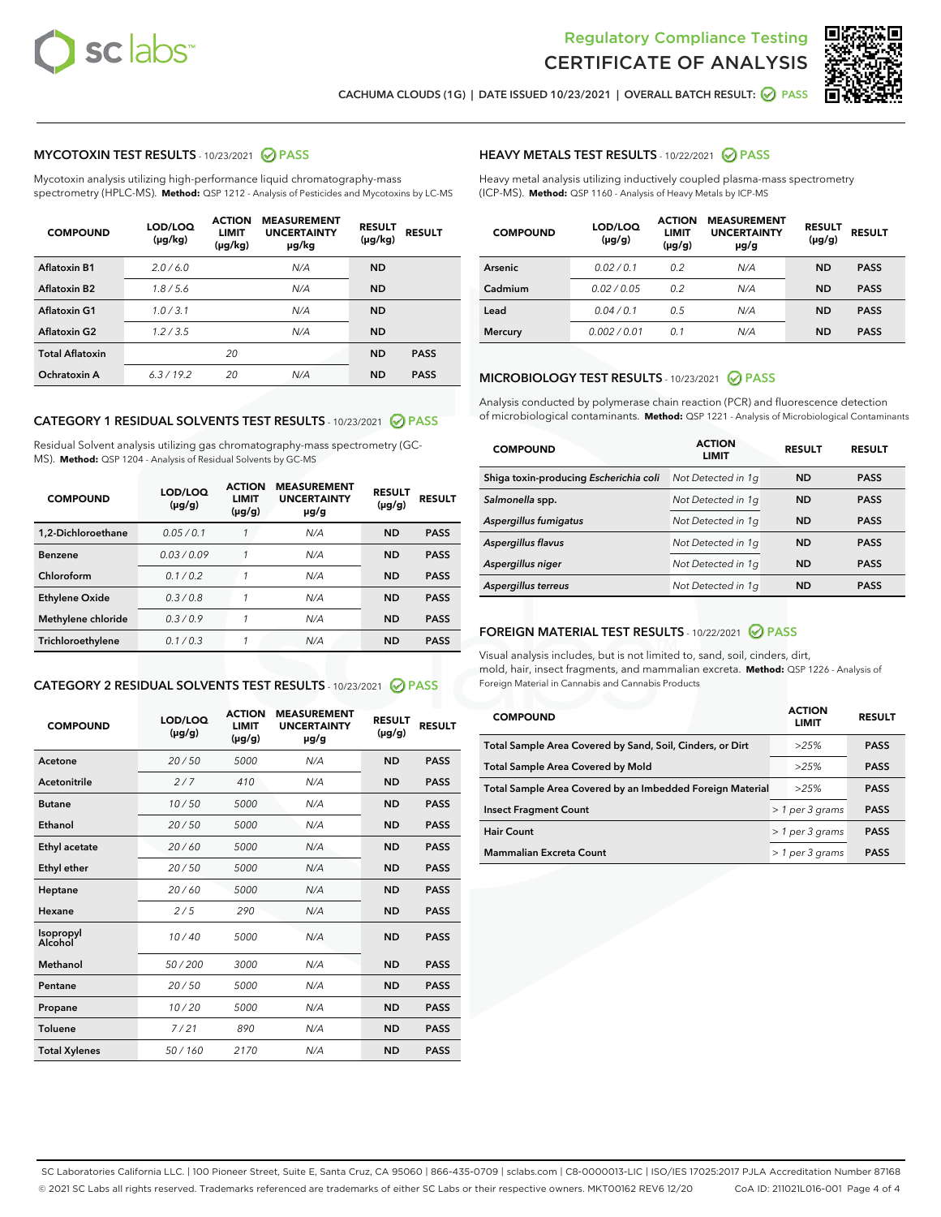Regulatory Compliance Testing
CERTIFICATE OF ANALYSIS

CACHUMA CLOUDS (1G) | DATE ISSUED 10/23/2021 | OVERALL BATCH RESULT: PASS

## MYCOTOXIN TEST RESULTS - 10/23/2021 PASS

Mycotoxin analysis utilizing high-performance liquid chromatography-mass spectrometry (HPLC-MS). **Method:** QSP 1212 - Analysis of Pesticides and Mycotoxins by LC-MS

| COMPOUND | LOD/LOQ (µg/kg) | ACTION LIMIT (µg/kg) | MEASUREMENT UNCERTAINTY µg/kg | RESULT (µg/kg) | RESULT |
|---|---|---|---|---|---|
| Aflatoxin B1 | 2.0 / 6.0 | | N/A | ND | |
| Aflatoxin B2 | 1.8 / 5.6 | | N/A | ND | |
| Aflatoxin G1 | 1.0 / 3.1 | | N/A | ND | |
| Aflatoxin G2 | 1.2 / 3.5 | | N/A | ND | |
| Total Aflatoxin | | 20 | | ND | PASS |
| Ochratoxin A | 6.3 / 19.2 | 20 | N/A | ND | PASS |

## CATEGORY 1 RESIDUAL SOLVENTS TEST RESULTS - 10/23/2021 PASS

Residual Solvent analysis utilizing gas chromatography-mass spectrometry (GC-MS). **Method:** QSP 1204 - Analysis of Residual Solvents by GC-MS

| COMPOUND | LOD/LOQ (µg/g) | ACTION LIMIT (µg/g) | MEASUREMENT UNCERTAINTY µg/g | RESULT (µg/g) | RESULT |
|---|---|---|---|---|---|
| 1,2-Dichloroethane | 0.05 / 0.1 | 1 | N/A | ND | PASS |
| Benzene | 0.03 / 0.09 | 1 | N/A | ND | PASS |
| Chloroform | 0.1 / 0.2 | 1 | N/A | ND | PASS |
| Ethylene Oxide | 0.3 / 0.8 | 1 | N/A | ND | PASS |
| Methylene chloride | 0.3 / 0.9 | 1 | N/A | ND | PASS |
| Trichloroethylene | 0.1 / 0.3 | 1 | N/A | ND | PASS |

## CATEGORY 2 RESIDUAL SOLVENTS TEST RESULTS - 10/23/2021 PASS

| COMPOUND | LOD/LOQ (µg/g) | ACTION LIMIT (µg/g) | MEASUREMENT UNCERTAINTY µg/g | RESULT (µg/g) | RESULT |
|---|---|---|---|---|---|
| Acetone | 20 / 50 | 5000 | N/A | ND | PASS |
| Acetonitrile | 2 / 7 | 410 | N/A | ND | PASS |
| Butane | 10 / 50 | 5000 | N/A | ND | PASS |
| Ethanol | 20 / 50 | 5000 | N/A | ND | PASS |
| Ethyl acetate | 20 / 60 | 5000 | N/A | ND | PASS |
| Ethyl ether | 20 / 50 | 5000 | N/A | ND | PASS |
| Heptane | 20 / 60 | 5000 | N/A | ND | PASS |
| Hexane | 2 / 5 | 290 | N/A | ND | PASS |
| Isopropyl Alcohol | 10 / 40 | 5000 | N/A | ND | PASS |
| Methanol | 50 / 200 | 3000 | N/A | ND | PASS |
| Pentane | 20 / 50 | 5000 | N/A | ND | PASS |
| Propane | 10 / 20 | 5000 | N/A | ND | PASS |
| Toluene | 7 / 21 | 890 | N/A | ND | PASS |
| Total Xylenes | 50 / 160 | 2170 | N/A | ND | PASS |

## HEAVY METALS TEST RESULTS - 10/22/2021 PASS

Heavy metal analysis utilizing inductively coupled plasma-mass spectrometry (ICP-MS). **Method:** QSP 1160 - Analysis of Heavy Metals by ICP-MS

| COMPOUND | LOD/LOQ (µg/g) | ACTION LIMIT (µg/g) | MEASUREMENT UNCERTAINTY µg/g | RESULT (µg/g) | RESULT |
|---|---|---|---|---|---|
| Arsenic | 0.02 / 0.1 | 0.2 | N/A | ND | PASS |
| Cadmium | 0.02 / 0.05 | 0.2 | N/A | ND | PASS |
| Lead | 0.04 / 0.1 | 0.5 | N/A | ND | PASS |
| Mercury | 0.002 / 0.01 | 0.1 | N/A | ND | PASS |

## MICROBIOLOGY TEST RESULTS - 10/23/2021 PASS

Analysis conducted by polymerase chain reaction (PCR) and fluorescence detection of microbiological contaminants. **Method:** QSP 1221 - Analysis of Microbiological Contaminants

| COMPOUND | ACTION LIMIT | RESULT | RESULT |
|---|---|---|---|
| Shiga toxin-producing *Escherichia coli* | Not Detected in 1g | ND | PASS |
| *Salmonella* spp. | Not Detected in 1g | ND | PASS |
| *Aspergillus fumigatus* | Not Detected in 1g | ND | PASS |
| *Aspergillus flavus* | Not Detected in 1g | ND | PASS |
| *Aspergillus niger* | Not Detected in 1g | ND | PASS |
| *Aspergillus terreus* | Not Detected in 1g | ND | PASS |

## FOREIGN MATERIAL TEST RESULTS - 10/22/2021 PASS

Visual analysis includes, but is not limited to, sand, soil, cinders, dirt, mold, hair, insect fragments, and mammalian excreta. **Method:** QSP 1226 - Analysis of Foreign Material in Cannabis and Cannabis Products

| COMPOUND | ACTION LIMIT | RESULT |
|---|---|---|
| Total Sample Area Covered by Sand, Soil, Cinders, or Dirt | >25% | PASS |
| Total Sample Area Covered by Mold | >25% | PASS |
| Total Sample Area Covered by an Imbedded Foreign Material | >25% | PASS |
| Insect Fragment Count | > 1 per 3 grams | PASS |
| Hair Count | > 1 per 3 grams | PASS |
| Mammalian Excreta Count | > 1 per 3 grams | PASS |

SC Laboratories California LLC. | 100 Pioneer Street, Suite E, Santa Cruz, CA 95060 | 866-435-0709 | sclabs.com | C8-0000013-LIC | ISO/IES 17025:2017 PJLA Accreditation Number 87168
© 2021 SC Labs all rights reserved. Trademarks referenced are trademarks of either SC Labs or their respective owners. MKT00162 REV6 12/20 CoA ID: 211021L016-001